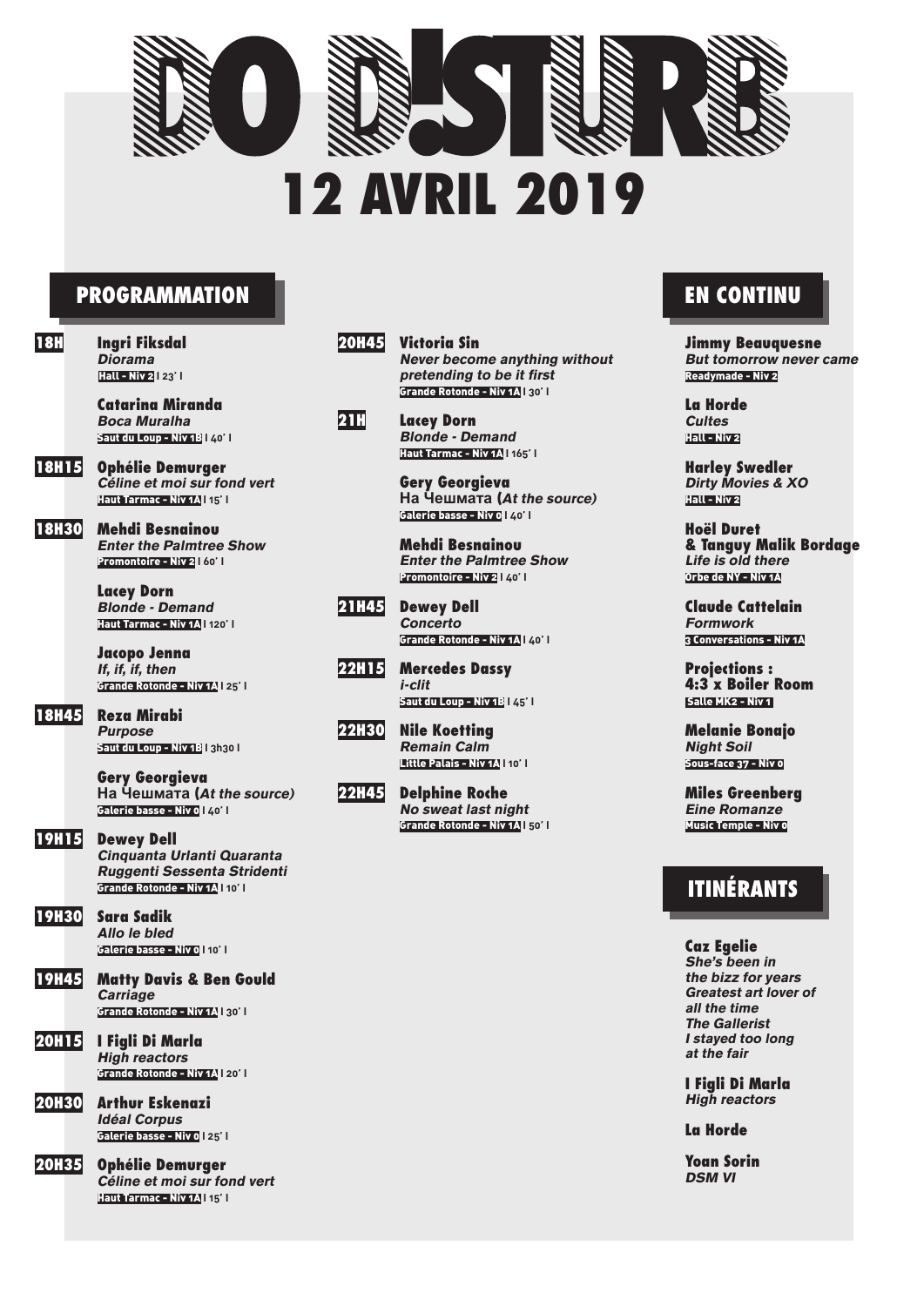# DO D!STURB

# 12 AVRIL 2019

## PROGRAMMATION

**18H**

**Ingri Fiksdal**
*Diorama*
Hall - Niv 2 | 23' |

**Catarina Miranda**
*Boca Muralha*
Saut du Loup - Niv 1B | 40' |

**18H15**

**Ophélie Demurger**
*Céline et moi sur fond vert*
Haut Tarmac - Niv 1A | 15' |

**18H30**

**Mehdi Besnainou**
*Enter the Palmtree Show*
Promontoire - Niv 2 | 60' |

**Lacey Dorn**
*Blonde - Demand*
Haut Tarmac - Niv 1A | 120' |

**Jacopo Jenna**
*If, if, if, then*
Grande Rotonde - Niv 1A | 25' |

**18H45**

**Reza Mirabi**
*Purpose*
Saut du Loup - Niv 1B | 3h30 |

**Gery Georgieva**
На Чешмата (*At the source)*
Galerie basse - Niv 0 | 40' |

**19H15**

**Dewey Dell**
*Cinquanta Urlanti Quaranta Ruggenti Sessenta Stridenti*
Grande Rotonde - Niv 1A | 10' |

**19H30**

**Sara Sadik**
*Allo le bled*
Galerie basse - Niv 0 | 10' |

**19H45**

**Matty Davis & Ben Gould**
*Carriage*
Grande Rotonde - Niv 1A | 30' |

**20H15**

**I Figli Di Marla**
*High reactors*
Grande Rotonde - Niv 1A | 20' |

**20H30**

**Arthur Eskenazi**
*Idéal Corpus*
Galerie basse - Niv 0 | 25' |

**20H35**

**Ophélie Demurger**
*Céline et moi sur fond vert*
Haut Tarmac - Niv 1A | 15' |

**20H45**

**Victoria Sin**
*Never become anything without pretending to be it first*
Grande Rotonde - Niv 1A | 30' |

**21H**

**Lacey Dorn**
*Blonde - Demand*
Haut Tarmac - Niv 1A | 165' |

**Gery Georgieva**
На Чешмата (*At the source)*
Galerie basse - Niv 0 | 40' |

**Mehdi Besnainou**
*Enter the Palmtree Show*
Promontoire - Niv 2 | 40' |

**21H45**

**Dewey Dell**
*Concerto*
Grande Rotonde - Niv 1A | 40' |

**22H15**

**Mercedes Dassy**
*i-clit*
Saut du Loup - Niv 1B | 45' |

**22H30**

**Nile Koetting**
*Remain Calm*
Little Palais - Niv 1A | 10' |

**22H45**

**Delphine Roche**
*No sweat last night*
Grande Rotonde - Niv 1A | 50' |

## EN CONTINU

**Jimmy Beauquesne**
*But tomorrow never came*
Readymade - Niv 2

**La Horde**
*Cultes*
Hall - Niv 2

**Harley Swedler**
*Dirty Movies & XO*
Hall - Niv 2

**Hoël Duret & Tanguy Malik Bordage**
*Life is old there*
Orbe de NY - Niv 1A

**Claude Cattelain**
*Formwork*
3 Conversations - Niv 1A

**Projections : 4:3 x Boiler Room**
Salle MK2 - Niv 1

**Melanie Bonajo**
*Night Soil*
Sous-face 37 - Niv 0

**Miles Greenberg**
*Eine Romanze*
Music Temple - Niv 0

## ITINÉRANTS

**Caz Egelie**
*She's been in the bizz for years*
*Greatest art lover of all the time*
*The Gallerist*
*I stayed too long at the fair*

**I Figli Di Marla**
*High reactors*

**La Horde**

**Yoan Sorin**
*DSM VI*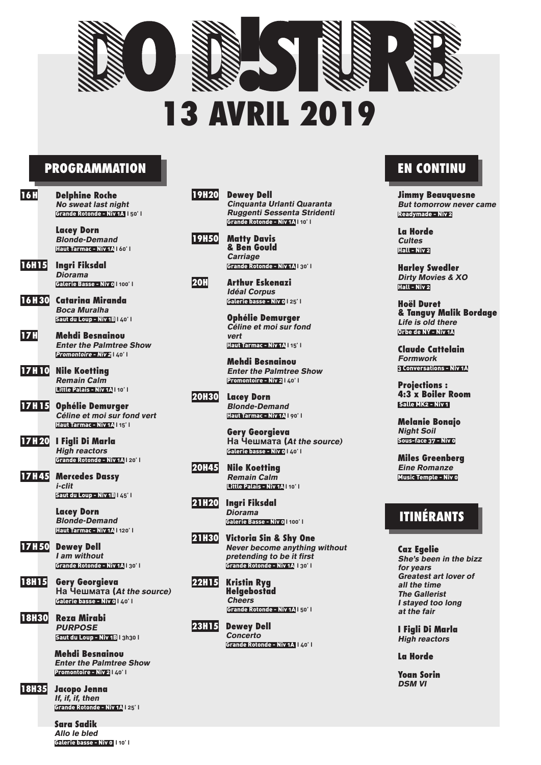# DO D!STURB

## 13 AVRIL 2019

## PROGRAMMATION

**16H**

**Delphine Roche**
*No sweat last night*
Grande Rotonde - Niv 1A | 50' |

**Lacey Dorn**
*Blonde-Demand*
Haut Tarmac - Niv 1A | 60' |

**16H15**

**Ingri Fiksdal**
*Diorama*
Galerie Basse - Niv 0 | 100' |

**16H30**

**Catarina Miranda**
*Boca Muralha*
Saut du Loup - Niv 1B | 40' |

**17H**

**Mehdi Besnainou**
*Enter the Palmtree Show*
*Promontoire - Niv 2* | 40' |

**17H10**

**Nile Koetting**
*Remain Calm*
Little Palais - Niv 1A | 10' |

**17H15**

**Ophélie Demurger**
*Céline et moi sur fond vert*
Haut Tarmac - Niv 1A | 15' |

**17H20**

**I Figli Di Marla**
*High reactors*
Grande Rotonde - Niv 1A | 20' |

**17H45**

**Mercedes Dassy**
*i-clit*
Saut du Loup - Niv 1B | 45' |

**Lacey Dorn**
*Blonde-Demand*
Haut Tarmac - Niv 1A | 120' |

**17H50**

**Dewey Dell**
*I am without*
Grande Rotonde - Niv 1A | 30' |

**18H15**

**Gery Georgieva**
На Чешмата (*At the source)*
Galerie basse - Niv 0 | 40' |

**18H30**

**Reza Mirabi**
*PURPOSE*
Saut du Loup - Niv 1B | 3h30 |

**Mehdi Besnainou**
*Enter the Palmtree Show*
Promontoire - Niv 2 | 40' |

**18H35**

**Jacopo Jenna**
*If, if, if, then*
Grande Rotonde - Niv 1A | 25' |

**Sara Sadik**
*Allo le bled*
Galerie basse - Niv 0 | 10' |

**19H20**

**Dewey Dell**
*Cinquanta Urlanti Quaranta Ruggenti Sessenta Stridenti*
Grande Rotonde - Niv 1A | 10' |

**19H50**

**Matty Davis & Ben Gould**
*Carriage*
Grande Rotonde - Niv 1A | 30' |

**20H**

**Arthur Eskenazi**
*Idéal Corpus*
Galerie basse - Niv 0 | 25' |

**Ophélie Demurger**
*Céline et moi sur fond vert*
Haut Tarmac - Niv 1A | 15' |

**Mehdi Besnainou**
*Enter the Palmtree Show*
Promontoire - Niv 2 | 40' |

**20H30**

**Lacey Dorn**
*Blonde-Demand*
Haut Tarmac - Niv 1A | 90' |

**Gery Georgieva**
На Чешмата (*At the source)*
Galerie basse - Niv 0 | 40' |

**20H45**

**Nile Koetting**
*Remain Calm*
Little Palais - Niv 1A | 10' |

**21H20**

**Ingri Fiksdal**
*Diorama*
Galerie Basse - Niv 0 | 100' |

**21H30**

**Victoria Sin & Shy One**
*Never become anything without pretending to be it first*
Grande Rotonde - Niv 1A | 30' |

**22H15**

**Kristin Ryg Helgebostad**
*Cheers*
Grande Rotonde - Niv 1A | 50' |

**23H15**

**Dewey Dell**
*Concerto*
Grande Rotonde - Niv 1A | 40' |

## EN CONTINU

**Jimmy Beauquesne**
*But tomorrow never came*
Readymade - Niv 2

**La Horde**
*Cultes*
Hall - Niv 2

**Harley Swedler**
*Dirty Movies & XO*
Hall - Niv 2

**Hoël Duret & Tanguy Malik Bordage**
*Life is old there*
Orbe de NY - Niv 1A

**Claude Cattelain**
*Formwork*
3 Conversations - Niv 1A

**Projections : 4:3 x Boiler Room**
Salle MK2 - Niv 1

**Melanie Bonajo**
*Night Soil*
Sous-face 37 - Niv 0

**Miles Greenberg**
*Eine Romanze*
Music Temple - Niv 0

## ITINÉRANTS

**Caz Egelie**
*She's been in the bizz for years*
*Greatest art lover of all the time*
*The Gallerist*
*I stayed too long at the fair*

**I Figli Di Marla**
*High reactors*

**La Horde**

**Yoan Sorin**
*DSM VI*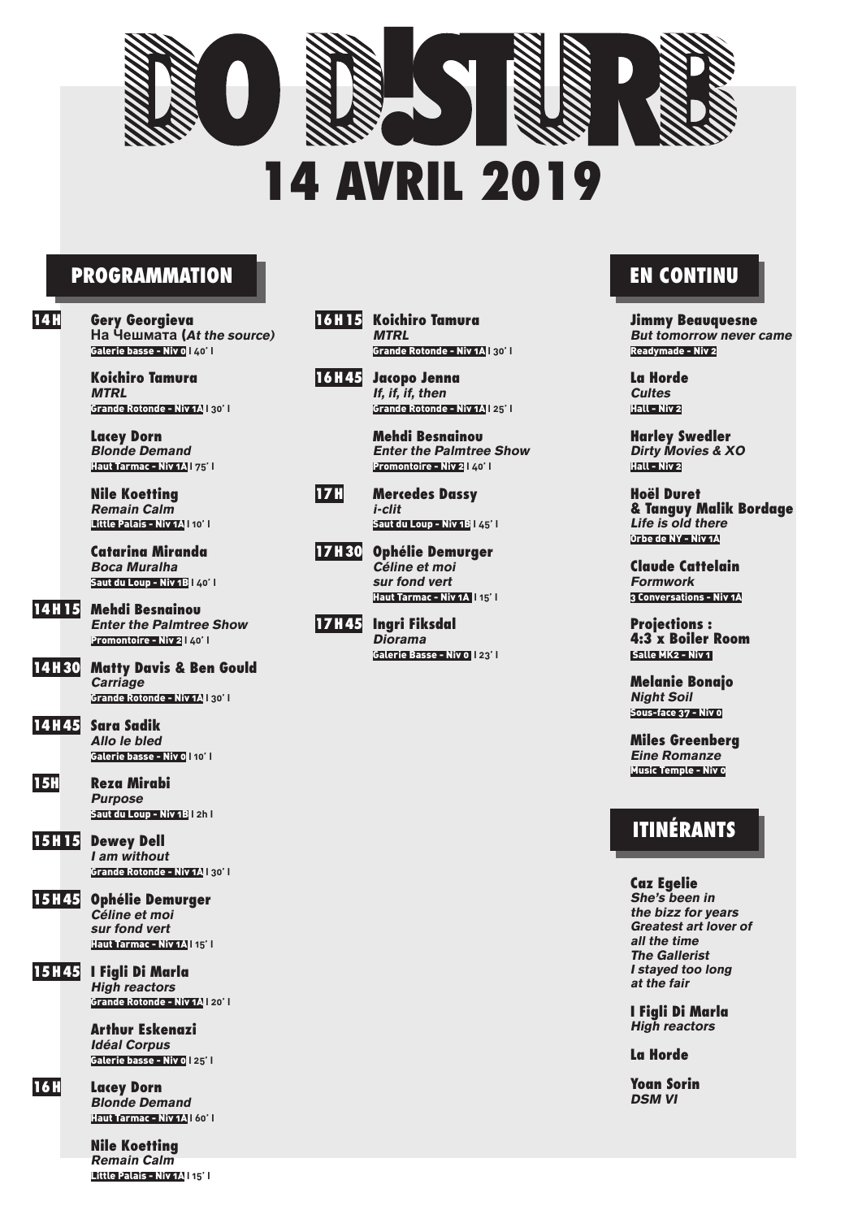# DO D!STURB

## 14 AVRIL 2019

## PROGRAMMATION

**14H**

**Gery Georgieva**
На Чешмата (*At the source)*
Galerie basse - Niv 0 | 40' |

**Koichiro Tamura**
*MTRL*
Grande Rotonde - Niv 1A | 30' |

**Lacey Dorn**
*Blonde Demand*
Haut Tarmac - Niv 1A | 75' |

**Nile Koetting**
*Remain Calm*
Little Palais - Niv 1A | 10' |

**Catarina Miranda**
*Boca Muralha*
Saut du Loup - Niv 1B | 40' |

**14H15**

**Mehdi Besnainou**
*Enter the Palmtree Show*
Promontoire - Niv 2 | 40' |

**14H30**

**Matty Davis & Ben Gould**
*Carriage*
Grande Rotonde - Niv 1A | 30' |

**14H45**

**Sara Sadik**
*Allo le bled*
Galerie basse - Niv 0 | 10' |

**15H**

**Reza Mirabi**
*Purpose*
Saut du Loup - Niv 1B | 2h |

**15H15**

**Dewey Dell**
*I am without*
Grande Rotonde - Niv 1A | 30' |

**15H45**

**Ophélie Demurger**
*Céline et moi sur fond vert*
Haut Tarmac - Niv 1A | 15' |

**15H45**

**I Figli Di Marla**
*High reactors*
Grande Rotonde - Niv 1A | 20' |

**Arthur Eskenazi**
*Idéal Corpus*
Galerie basse - Niv 0 | 25' |

**16H**

**Lacey Dorn**
*Blonde Demand*
Haut Tarmac - Niv 1A | 60' |

**Nile Koetting**
*Remain Calm*
Little Palais - Niv 1A | 15' |

**16H15**

**Koichiro Tamura**
*MTRL*
Grande Rotonde - Niv 1A | 30' |

**16H45**

**Jacopo Jenna**
*If, if, if, then*
Grande Rotonde - Niv 1A | 25' |

**Mehdi Besnainou**
*Enter the Palmtree Show*
Promontoire - Niv 2 | 40' |

**17H**

**Mercedes Dassy**
*i-clit*
Saut du Loup - Niv 1B | 45' |

**17H30**

**Ophélie Demurger**
*Céline et moi sur fond vert*
Haut Tarmac - Niv 1A | 15' |

**17H45**

**Ingri Fiksdal**
*Diorama*
Galerie Basse - Niv 0 | 23' |

## EN CONTINU

**Jimmy Beauquesne**
*But tomorrow never came*
Readymade - Niv 2

**La Horde**
*Cultes*
Hall - Niv 2

**Harley Swedler**
*Dirty Movies & XO*
Hall - Niv 2

**Hoël Duret & Tanguy Malik Bordage**
*Life is old there*
Orbe de NY - Niv 1A

**Claude Cattelain**
*Formwork*
3 Conversations - Niv 1A

**Projections : 4:3 x Boiler Room**
Salle MK2 - Niv 1

**Melanie Bonajo**
*Night Soil*
Sous-face 37 - Niv 0

**Miles Greenberg**
*Eine Romanze*
Music Temple - Niv 0

## ITINÉRANTS

**Caz Egelie**
*She's been in the bizz for years*
*Greatest art lover of all the time*
*The Gallerist*
*I stayed too long at the fair*

**I Figli Di Marla**
*High reactors*

**La Horde**

**Yoan Sorin**
*DSM VI*